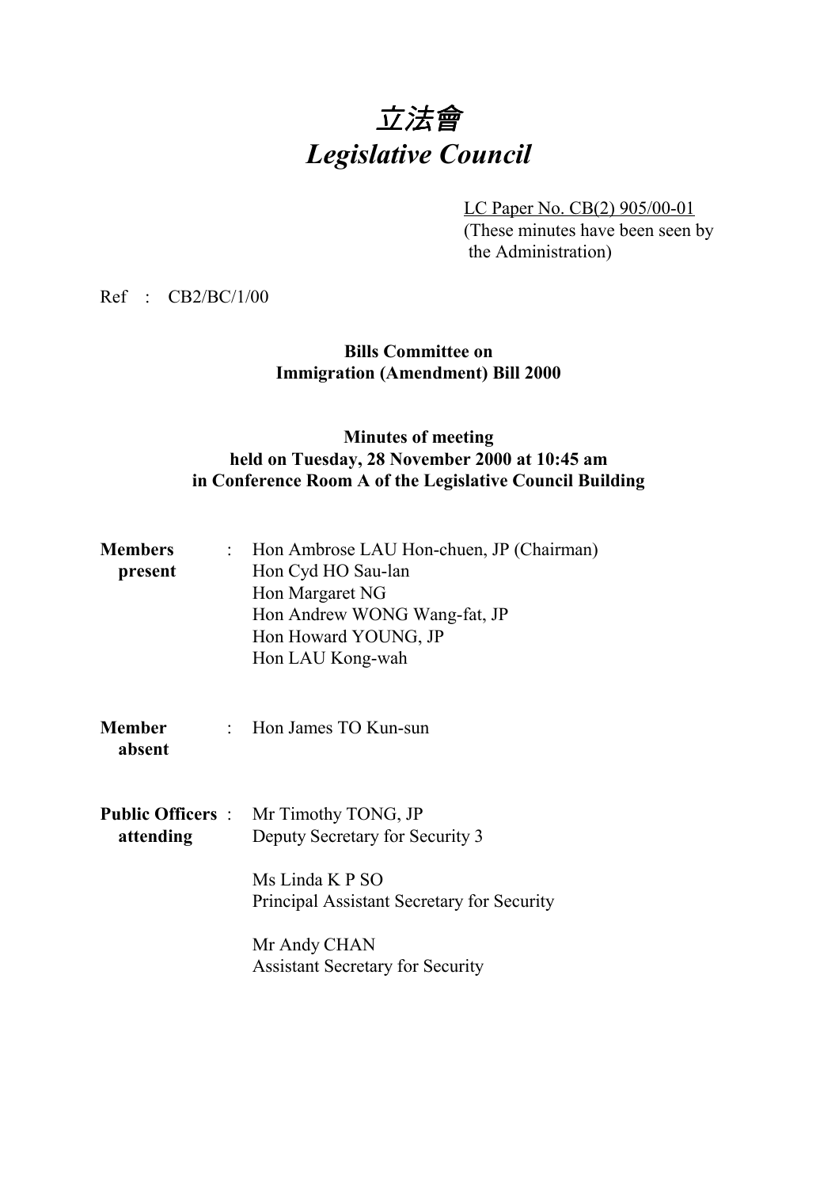# *立法會*
# *Legislative Council*

LC Paper No. CB(2) 905/00-01
(These minutes have been seen by the Administration)

Ref : CB2/BC/1/00

**Bills Committee on**
**Immigration (Amendment) Bill 2000**

**Minutes of meeting**
**held on Tuesday, 28 November 2000 at 10:45 am**
**in Conference Room A of the Legislative Council Building**

**Members present** : Hon Ambrose LAU Hon-chuen, JP (Chairman)
Hon Cyd HO Sau-lan
Hon Margaret NG
Hon Andrew WONG Wang-fat, JP
Hon Howard YOUNG, JP
Hon LAU Kong-wah

**Member absent** : Hon James TO Kun-sun

**Public Officers attending** : Mr Timothy TONG, JP
Deputy Secretary for Security 3

Ms Linda K P SO
Principal Assistant Secretary for Security

Mr Andy CHAN
Assistant Secretary for Security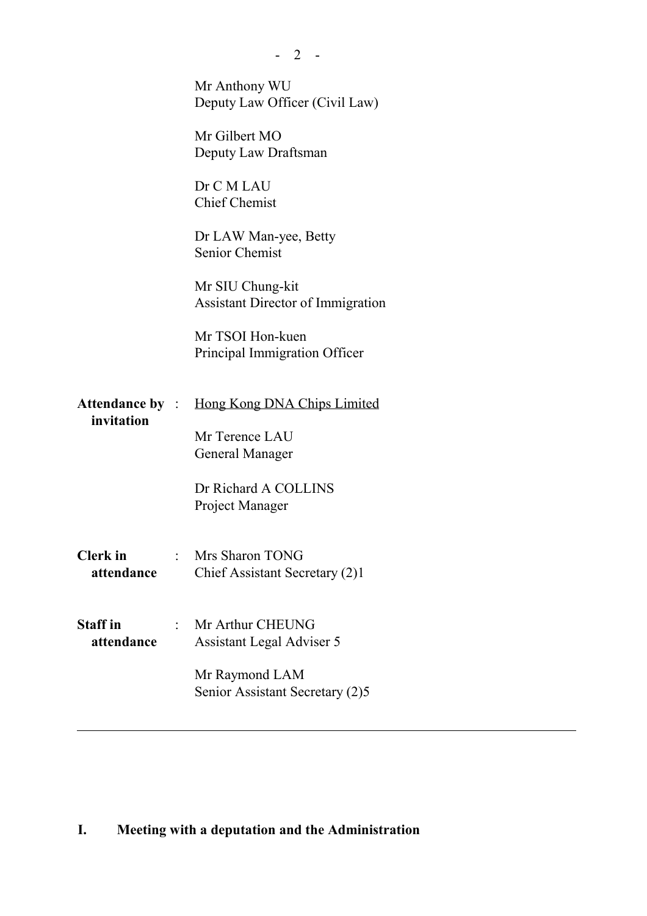Mr Anthony WU
Deputy Law Officer (Civil Law)

Mr Gilbert MO
Deputy Law Draftsman

Dr C M LAU
Chief Chemist

Dr LAW Man-yee, Betty
Senior Chemist

Mr SIU Chung-kit
Assistant Director of Immigration

Mr TSOI Hon-kuen
Principal Immigration Officer

**Attendance by invitation** : Hong Kong DNA Chips Limited

Mr Terence LAU
General Manager

Dr Richard A COLLINS
Project Manager

**Clerk in attendance** : Mrs Sharon TONG
Chief Assistant Secretary (2)1

**Staff in attendance** : Mr Arthur CHEUNG
Assistant Legal Adviser 5

Mr Raymond LAM
Senior Assistant Secretary (2)5

---

## I. Meeting with a deputation and the Administration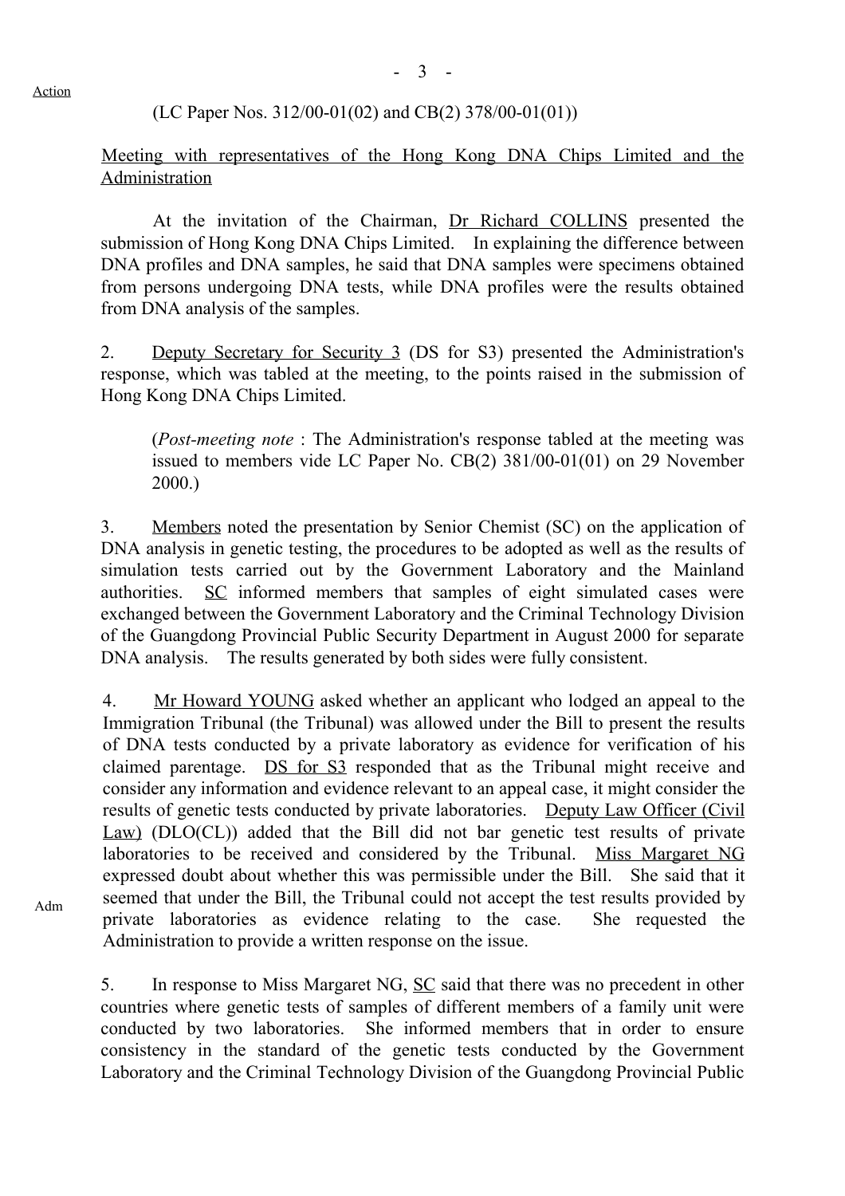Action

(LC Paper Nos. 312/00-01(02) and CB(2) 378/00-01(01))

Meeting with representatives of the Hong Kong DNA Chips Limited and the Administration

At the invitation of the Chairman, Dr Richard COLLINS presented the submission of Hong Kong DNA Chips Limited. In explaining the difference between DNA profiles and DNA samples, he said that DNA samples were specimens obtained from persons undergoing DNA tests, while DNA profiles were the results obtained from DNA analysis of the samples.

2. Deputy Secretary for Security 3 (DS for S3) presented the Administration's response, which was tabled at the meeting, to the points raised in the submission of Hong Kong DNA Chips Limited.

(*Post-meeting note* : The Administration's response tabled at the meeting was issued to members vide LC Paper No. CB(2) 381/00-01(01) on 29 November 2000.)

3. Members noted the presentation by Senior Chemist (SC) on the application of DNA analysis in genetic testing, the procedures to be adopted as well as the results of simulation tests carried out by the Government Laboratory and the Mainland authorities. SC informed members that samples of eight simulated cases were exchanged between the Government Laboratory and the Criminal Technology Division of the Guangdong Provincial Public Security Department in August 2000 for separate DNA analysis. The results generated by both sides were fully consistent.

4. Mr Howard YOUNG asked whether an applicant who lodged an appeal to the Immigration Tribunal (the Tribunal) was allowed under the Bill to present the results of DNA tests conducted by a private laboratory as evidence for verification of his claimed parentage. DS for S3 responded that as the Tribunal might receive and consider any information and evidence relevant to an appeal case, it might consider the results of genetic tests conducted by private laboratories. Deputy Law Officer (Civil Law) (DLO(CL)) added that the Bill did not bar genetic test results of private laboratories to be received and considered by the Tribunal. Miss Margaret NG expressed doubt about whether this was permissible under the Bill. She said that it seemed that under the Bill, the Tribunal could not accept the test results provided by private laboratories as evidence relating to the case. She requested the Administration to provide a written response on the issue.

Adm

5. In response to Miss Margaret NG, SC said that there was no precedent in other countries where genetic tests of samples of different members of a family unit were conducted by two laboratories. She informed members that in order to ensure consistency in the standard of the genetic tests conducted by the Government Laboratory and the Criminal Technology Division of the Guangdong Provincial Public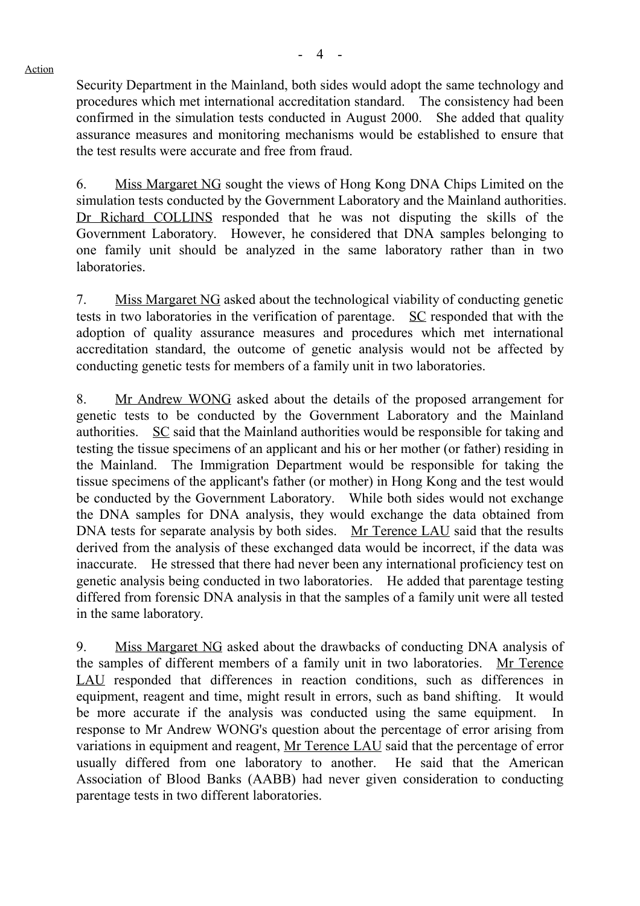Action

Security Department in the Mainland, both sides would adopt the same technology and procedures which met international accreditation standard. The consistency had been confirmed in the simulation tests conducted in August 2000. She added that quality assurance measures and monitoring mechanisms would be established to ensure that the test results were accurate and free from fraud.

6. Miss Margaret NG sought the views of Hong Kong DNA Chips Limited on the simulation tests conducted by the Government Laboratory and the Mainland authorities. Dr Richard COLLINS responded that he was not disputing the skills of the Government Laboratory. However, he considered that DNA samples belonging to one family unit should be analyzed in the same laboratory rather than in two laboratories.

7. Miss Margaret NG asked about the technological viability of conducting genetic tests in two laboratories in the verification of parentage. SC responded that with the adoption of quality assurance measures and procedures which met international accreditation standard, the outcome of genetic analysis would not be affected by conducting genetic tests for members of a family unit in two laboratories.

8. Mr Andrew WONG asked about the details of the proposed arrangement for genetic tests to be conducted by the Government Laboratory and the Mainland authorities. SC said that the Mainland authorities would be responsible for taking and testing the tissue specimens of an applicant and his or her mother (or father) residing in the Mainland. The Immigration Department would be responsible for taking the tissue specimens of the applicant's father (or mother) in Hong Kong and the test would be conducted by the Government Laboratory. While both sides would not exchange the DNA samples for DNA analysis, they would exchange the data obtained from DNA tests for separate analysis by both sides. Mr Terence LAU said that the results derived from the analysis of these exchanged data would be incorrect, if the data was inaccurate. He stressed that there had never been any international proficiency test on genetic analysis being conducted in two laboratories. He added that parentage testing differed from forensic DNA analysis in that the samples of a family unit were all tested in the same laboratory.

9. Miss Margaret NG asked about the drawbacks of conducting DNA analysis of the samples of different members of a family unit in two laboratories. Mr Terence LAU responded that differences in reaction conditions, such as differences in equipment, reagent and time, might result in errors, such as band shifting. It would be more accurate if the analysis was conducted using the same equipment. In response to Mr Andrew WONG's question about the percentage of error arising from variations in equipment and reagent, Mr Terence LAU said that the percentage of error usually differed from one laboratory to another. He said that the American Association of Blood Banks (AABB) had never given consideration to conducting parentage tests in two different laboratories.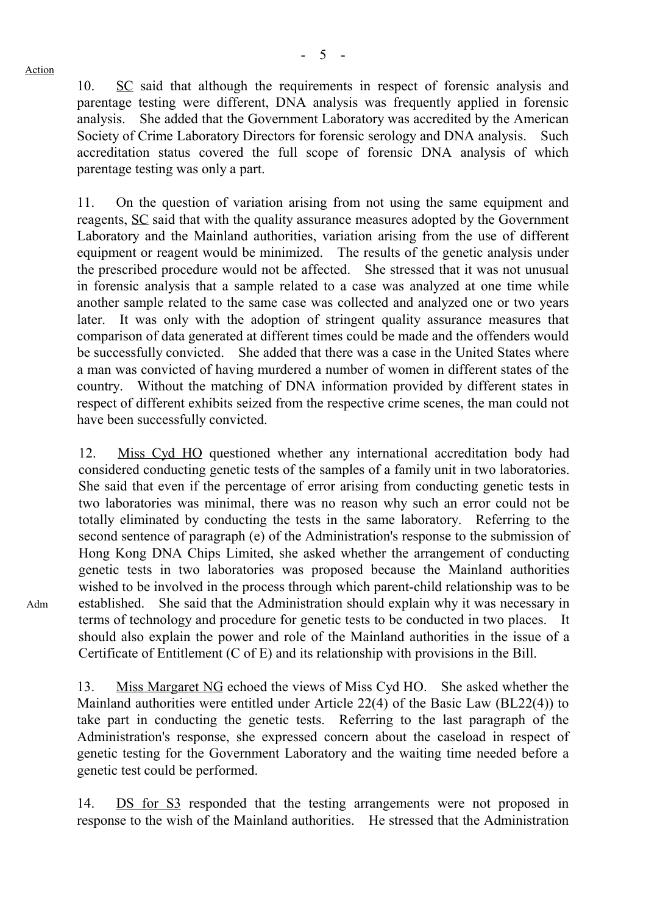Action

10. SC said that although the requirements in respect of forensic analysis and parentage testing were different, DNA analysis was frequently applied in forensic analysis. She added that the Government Laboratory was accredited by the American Society of Crime Laboratory Directors for forensic serology and DNA analysis. Such accreditation status covered the full scope of forensic DNA analysis of which parentage testing was only a part.

11. On the question of variation arising from not using the same equipment and reagents, SC said that with the quality assurance measures adopted by the Government Laboratory and the Mainland authorities, variation arising from the use of different equipment or reagent would be minimized. The results of the genetic analysis under the prescribed procedure would not be affected. She stressed that it was not unusual in forensic analysis that a sample related to a case was analyzed at one time while another sample related to the same case was collected and analyzed one or two years later. It was only with the adoption of stringent quality assurance measures that comparison of data generated at different times could be made and the offenders would be successfully convicted. She added that there was a case in the United States where a man was convicted of having murdered a number of women in different states of the country. Without the matching of DNA information provided by different states in respect of different exhibits seized from the respective crime scenes, the man could not have been successfully convicted.

12. Miss Cyd HO questioned whether any international accreditation body had considered conducting genetic tests of the samples of a family unit in two laboratories. She said that even if the percentage of error arising from conducting genetic tests in two laboratories was minimal, there was no reason why such an error could not be totally eliminated by conducting the tests in the same laboratory. Referring to the second sentence of paragraph (e) of the Administration's response to the submission of Hong Kong DNA Chips Limited, she asked whether the arrangement of conducting genetic tests in two laboratories was proposed because the Mainland authorities wished to be involved in the process through which parent-child relationship was to be established. She said that the Administration should explain why it was necessary in terms of technology and procedure for genetic tests to be conducted in two places. It should also explain the power and role of the Mainland authorities in the issue of a Certificate of Entitlement (C of E) and its relationship with provisions in the Bill.

Adm

13. Miss Margaret NG echoed the views of Miss Cyd HO. She asked whether the Mainland authorities were entitled under Article 22(4) of the Basic Law (BL22(4)) to take part in conducting the genetic tests. Referring to the last paragraph of the Administration's response, she expressed concern about the caseload in respect of genetic testing for the Government Laboratory and the waiting time needed before a genetic test could be performed.

14. DS for S3 responded that the testing arrangements were not proposed in response to the wish of the Mainland authorities. He stressed that the Administration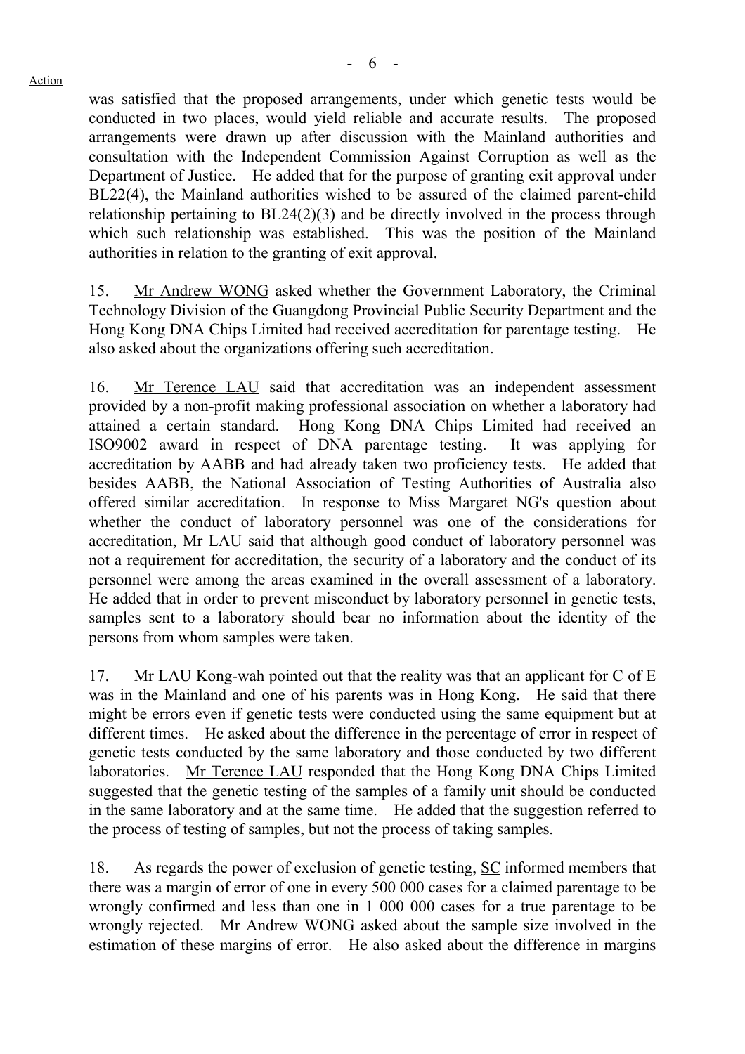Action

was satisfied that the proposed arrangements, under which genetic tests would be conducted in two places, would yield reliable and accurate results. The proposed arrangements were drawn up after discussion with the Mainland authorities and consultation with the Independent Commission Against Corruption as well as the Department of Justice. He added that for the purpose of granting exit approval under BL22(4), the Mainland authorities wished to be assured of the claimed parent-child relationship pertaining to BL24(2)(3) and be directly involved in the process through which such relationship was established. This was the position of the Mainland authorities in relation to the granting of exit approval.

15. Mr Andrew WONG asked whether the Government Laboratory, the Criminal Technology Division of the Guangdong Provincial Public Security Department and the Hong Kong DNA Chips Limited had received accreditation for parentage testing. He also asked about the organizations offering such accreditation.

16. Mr Terence LAU said that accreditation was an independent assessment provided by a non-profit making professional association on whether a laboratory had attained a certain standard. Hong Kong DNA Chips Limited had received an ISO9002 award in respect of DNA parentage testing. It was applying for accreditation by AABB and had already taken two proficiency tests. He added that besides AABB, the National Association of Testing Authorities of Australia also offered similar accreditation. In response to Miss Margaret NG's question about whether the conduct of laboratory personnel was one of the considerations for accreditation, Mr LAU said that although good conduct of laboratory personnel was not a requirement for accreditation, the security of a laboratory and the conduct of its personnel were among the areas examined in the overall assessment of a laboratory. He added that in order to prevent misconduct by laboratory personnel in genetic tests, samples sent to a laboratory should bear no information about the identity of the persons from whom samples were taken.

17. Mr LAU Kong-wah pointed out that the reality was that an applicant for C of E was in the Mainland and one of his parents was in Hong Kong. He said that there might be errors even if genetic tests were conducted using the same equipment but at different times. He asked about the difference in the percentage of error in respect of genetic tests conducted by the same laboratory and those conducted by two different laboratories. Mr Terence LAU responded that the Hong Kong DNA Chips Limited suggested that the genetic testing of the samples of a family unit should be conducted in the same laboratory and at the same time. He added that the suggestion referred to the process of testing of samples, but not the process of taking samples.

18. As regards the power of exclusion of genetic testing, SC informed members that there was a margin of error of one in every 500 000 cases for a claimed parentage to be wrongly confirmed and less than one in 1 000 000 cases for a true parentage to be wrongly rejected. Mr Andrew WONG asked about the sample size involved in the estimation of these margins of error. He also asked about the difference in margins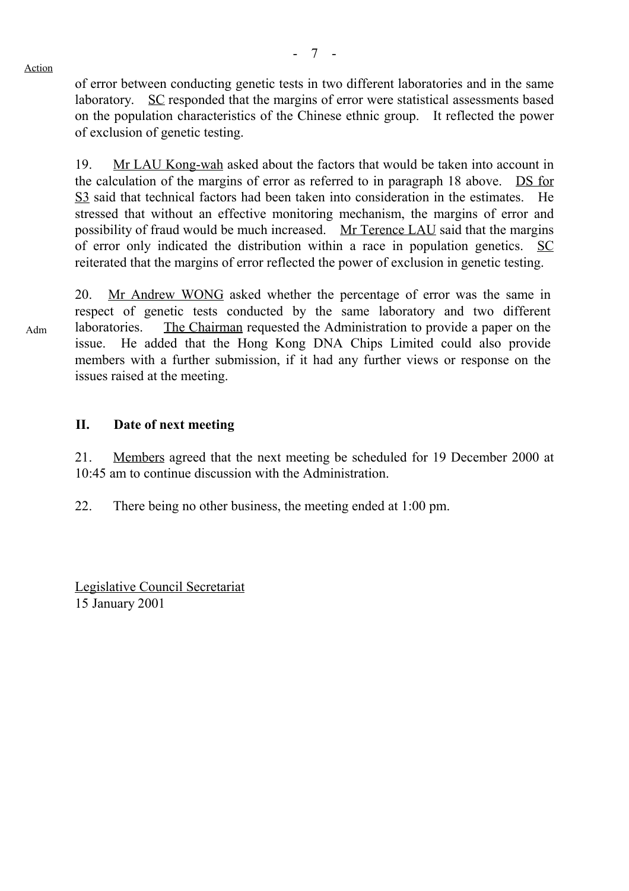Action

of error between conducting genetic tests in two different laboratories and in the same laboratory. SC responded that the margins of error were statistical assessments based on the population characteristics of the Chinese ethnic group. It reflected the power of exclusion of genetic testing.

19. Mr LAU Kong-wah asked about the factors that would be taken into account in the calculation of the margins of error as referred to in paragraph 18 above. DS for S3 said that technical factors had been taken into consideration in the estimates. He stressed that without an effective monitoring mechanism, the margins of error and possibility of fraud would be much increased. Mr Terence LAU said that the margins of error only indicated the distribution within a race in population genetics. SC reiterated that the margins of error reflected the power of exclusion in genetic testing.

20. Mr Andrew WONG asked whether the percentage of error was the same in respect of genetic tests conducted by the same laboratory and two different laboratories. The Chairman requested the Administration to provide a paper on the issue. He added that the Hong Kong DNA Chips Limited could also provide members with a further submission, if it had any further views or response on the issues raised at the meeting.

Adm

## II. Date of next meeting

21. Members agreed that the next meeting be scheduled for 19 December 2000 at 10:45 am to continue discussion with the Administration.

22. There being no other business, the meeting ended at 1:00 pm.

Legislative Council Secretariat
15 January 2001